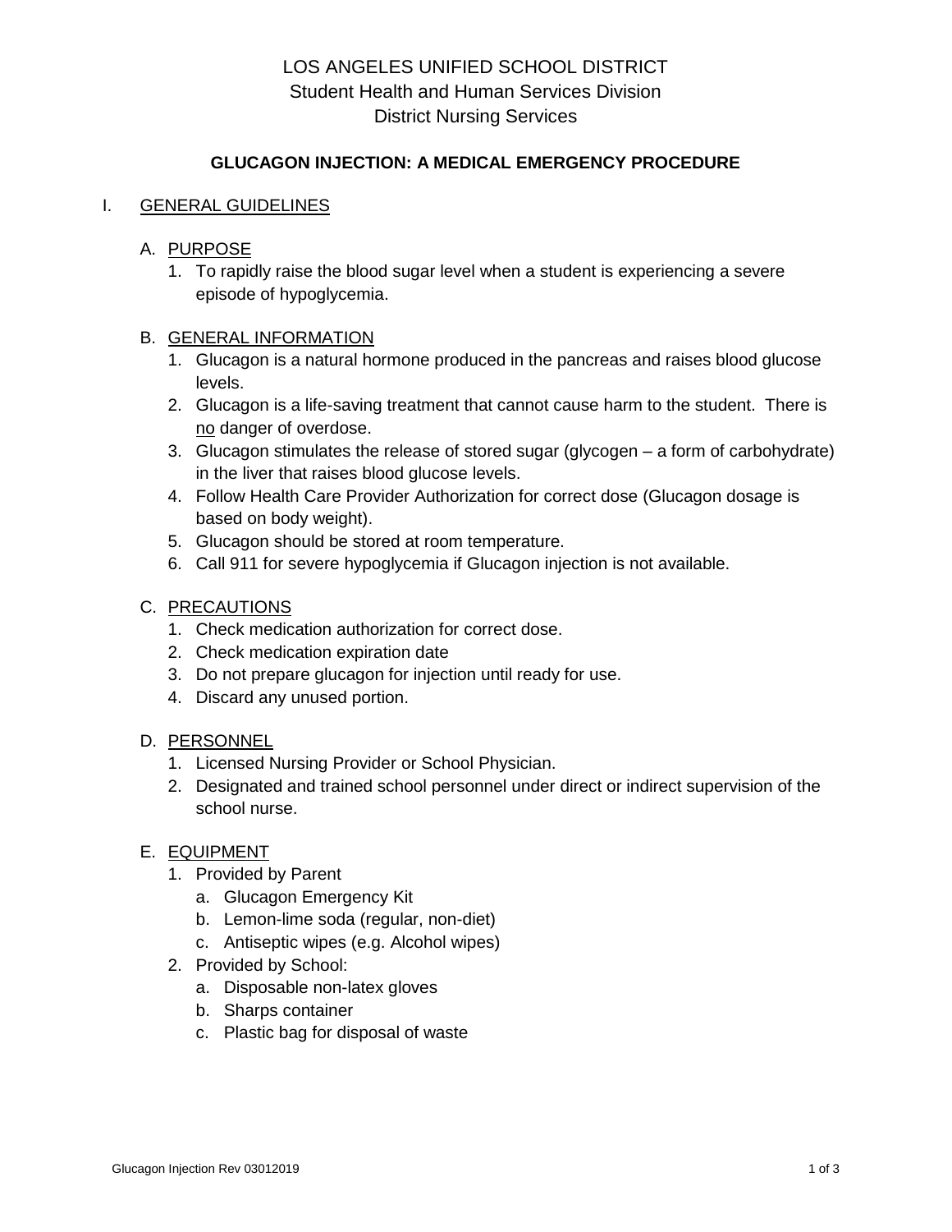# LOS ANGELES UNIFIED SCHOOL DISTRICT
## Student Health and Human Services Division
## District Nursing Services

### GLUCAGON INJECTION: A MEDICAL EMERGENCY PROCEDURE

I. GENERAL GUIDELINES

A. PURPOSE

1. To rapidly raise the blood sugar level when a student is experiencing a severe episode of hypoglycemia.

B. GENERAL INFORMATION

1. Glucagon is a natural hormone produced in the pancreas and raises blood glucose levels.
2. Glucagon is a life-saving treatment that cannot cause harm to the student. There is no danger of overdose.
3. Glucagon stimulates the release of stored sugar (glycogen – a form of carbohydrate) in the liver that raises blood glucose levels.
4. Follow Health Care Provider Authorization for correct dose (Glucagon dosage is based on body weight).
5. Glucagon should be stored at room temperature.
6. Call 911 for severe hypoglycemia if Glucagon injection is not available.

C. PRECAUTIONS

1. Check medication authorization for correct dose.
2. Check medication expiration date
3. Do not prepare glucagon for injection until ready for use.
4. Discard any unused portion.

D. PERSONNEL

1. Licensed Nursing Provider or School Physician.
2. Designated and trained school personnel under direct or indirect supervision of the school nurse.

E. EQUIPMENT

1. Provided by Parent
   a. Glucagon Emergency Kit
   b. Lemon-lime soda (regular, non-diet)
   c. Antiseptic wipes (e.g. Alcohol wipes)
2. Provided by School:
   a. Disposable non-latex gloves
   b. Sharps container
   c. Plastic bag for disposal of waste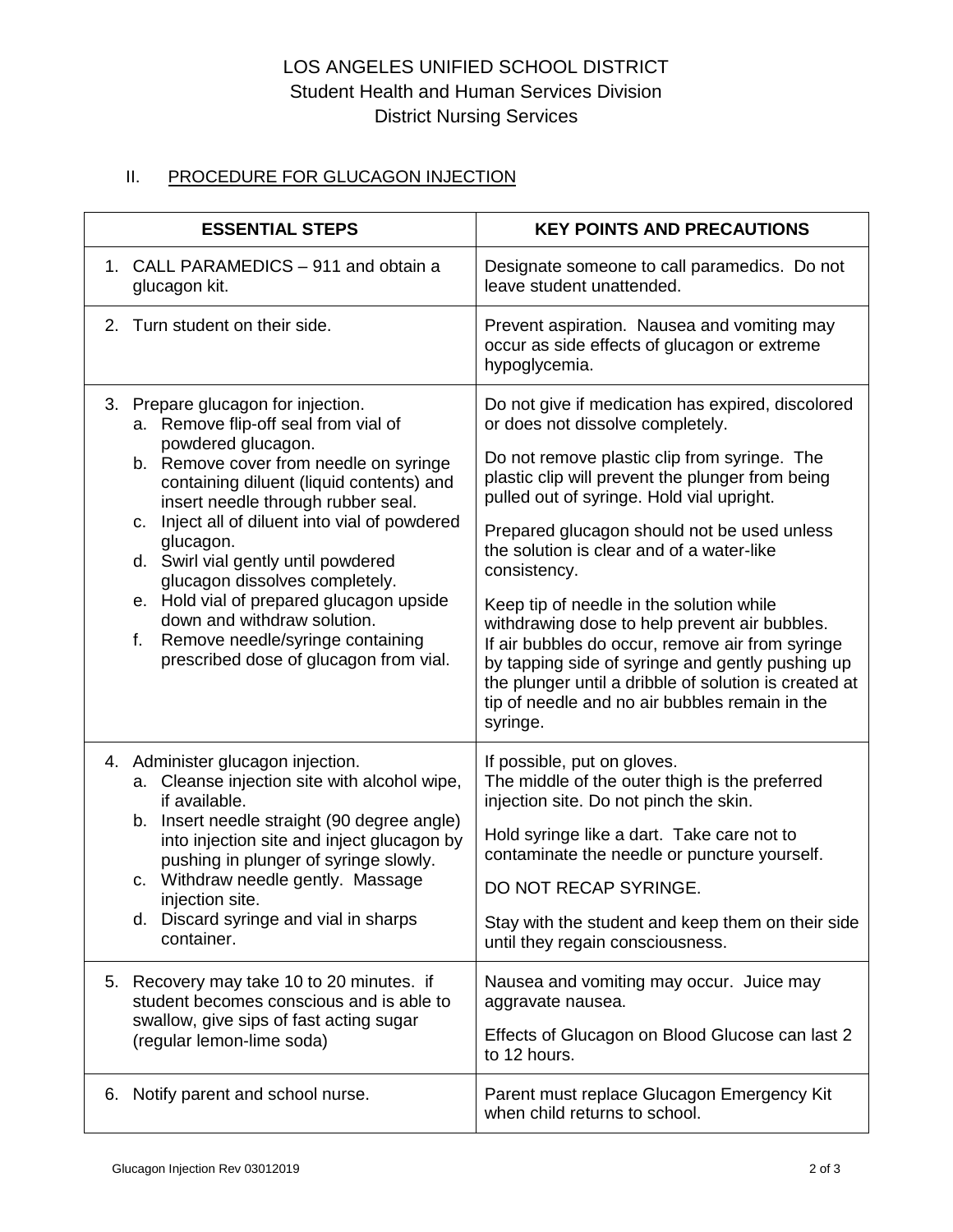LOS ANGELES UNIFIED SCHOOL DISTRICT
Student Health and Human Services Division
District Nursing Services

## II. PROCEDURE FOR GLUCAGON INJECTION

| ESSENTIAL STEPS | KEY POINTS AND PRECAUTIONS |
|---|---|
| 1. CALL PARAMEDICS – 911 and obtain a glucagon kit. | Designate someone to call paramedics. Do not leave student unattended. |
| 2. Turn student on their side. | Prevent aspiration. Nausea and vomiting may occur as side effects of glucagon or extreme hypoglycemia. |
| 3. Prepare glucagon for injection.<br>a. Remove flip-off seal from vial of powdered glucagon.<br>b. Remove cover from needle on syringe containing diluent (liquid contents) and insert needle through rubber seal.<br>c. Inject all of diluent into vial of powdered glucagon.<br>d. Swirl vial gently until powdered glucagon dissolves completely.<br>e. Hold vial of prepared glucagon upside down and withdraw solution.<br>f. Remove needle/syringe containing prescribed dose of glucagon from vial. | Do not give if medication has expired, discolored or does not dissolve completely.<br><br>Do not remove plastic clip from syringe. The plastic clip will prevent the plunger from being pulled out of syringe. Hold vial upright.<br><br>Prepared glucagon should not be used unless the solution is clear and of a water-like consistency.<br><br>Keep tip of needle in the solution while withdrawing dose to help prevent air bubbles. If air bubbles do occur, remove air from syringe by tapping side of syringe and gently pushing up the plunger until a dribble of solution is created at tip of needle and no air bubbles remain in the syringe. |
| 4. Administer glucagon injection.<br>a. Cleanse injection site with alcohol wipe, if available.<br>b. Insert needle straight (90 degree angle) into injection site and inject glucagon by pushing in plunger of syringe slowly.<br>c. Withdraw needle gently. Massage injection site.<br>d. Discard syringe and vial in sharps container. | If possible, put on gloves.<br>The middle of the outer thigh is the preferred injection site. Do not pinch the skin.<br><br>Hold syringe like a dart. Take care not to contaminate the needle or puncture yourself.<br><br>DO NOT RECAP SYRINGE.<br><br>Stay with the student and keep them on their side until they regain consciousness. |
| 5. Recovery may take 10 to 20 minutes. if student becomes conscious and is able to swallow, give sips of fast acting sugar (regular lemon-lime soda) | Nausea and vomiting may occur. Juice may aggravate nausea.<br><br>Effects of Glucagon on Blood Glucose can last 2 to 12 hours. |
| 6. Notify parent and school nurse. | Parent must replace Glucagon Emergency Kit when child returns to school. |

Glucagon Injection Rev 03012019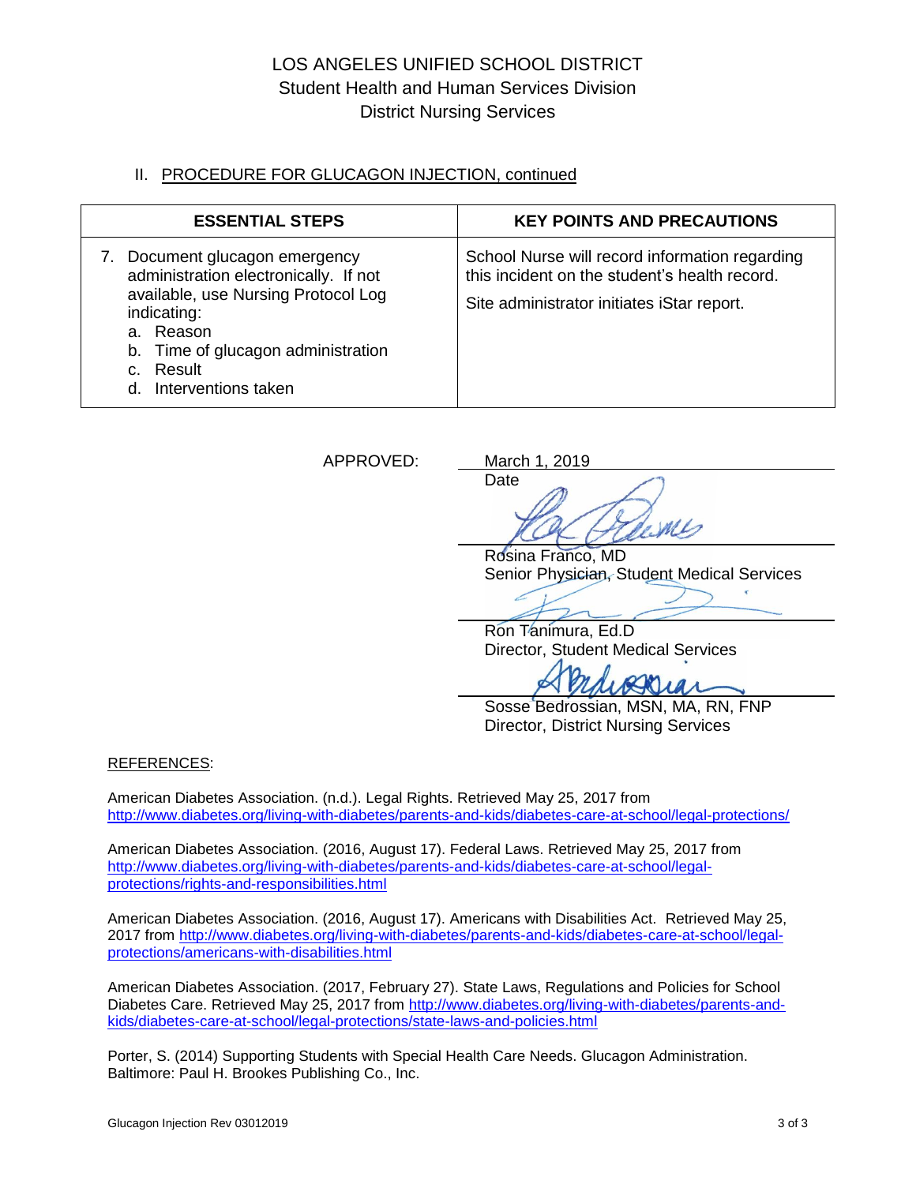LOS ANGELES UNIFIED SCHOOL DISTRICT
Student Health and Human Services Division
District Nursing Services

## II. PROCEDURE FOR GLUCAGON INJECTION, continued

| ESSENTIAL STEPS | KEY POINTS AND PRECAUTIONS |
|---|---|
| 7. Document glucagon emergency administration electronically. If not available, use Nursing Protocol Log indicating:<br>a. Reason<br>b. Time of glucagon administration<br>c. Result<br>d. Interventions taken | School Nurse will record information regarding this incident on the student's health record.<br><br>Site administrator initiates iStar report. |

APPROVED: March 1, 2019
Date

Rosina Franco, MD
Senior Physician, Student Medical Services

Ron Tanimura, Ed.D
Director, Student Medical Services

Sosse Bedrossian, MSN, MA, RN, FNP
Director, District Nursing Services

REFERENCES:

American Diabetes Association. (n.d.). Legal Rights. Retrieved May 25, 2017 from http://www.diabetes.org/living-with-diabetes/parents-and-kids/diabetes-care-at-school/legal-protections/

American Diabetes Association. (2016, August 17). Federal Laws. Retrieved May 25, 2017 from http://www.diabetes.org/living-with-diabetes/parents-and-kids/diabetes-care-at-school/legal-protections/rights-and-responsibilities.html

American Diabetes Association. (2016, August 17). Americans with Disabilities Act. Retrieved May 25, 2017 from http://www.diabetes.org/living-with-diabetes/parents-and-kids/diabetes-care-at-school/legal-protections/americans-with-disabilities.html

American Diabetes Association. (2017, February 27). State Laws, Regulations and Policies for School Diabetes Care. Retrieved May 25, 2017 from http://www.diabetes.org/living-with-diabetes/parents-and-kids/diabetes-care-at-school/legal-protections/state-laws-and-policies.html

Porter, S. (2014) Supporting Students with Special Health Care Needs. Glucagon Administration. Baltimore: Paul H. Brookes Publishing Co., Inc.

Glucagon Injection Rev 03012019